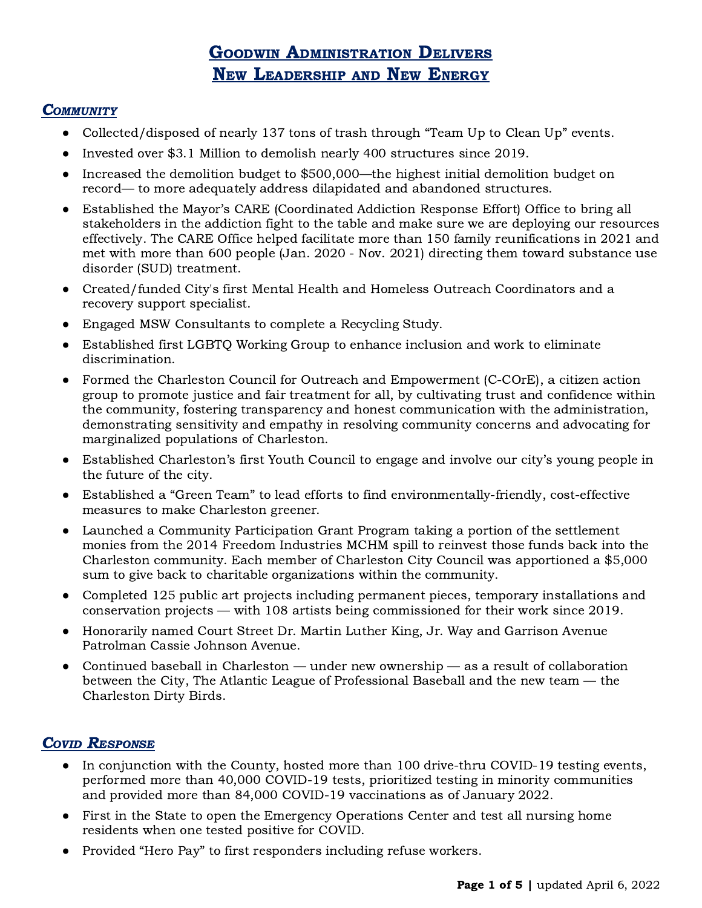# Goodwin Administration Delivers New Leadership and New Energy

## *Community*

- Collected/disposed of nearly 137 tons of trash through "Team Up to Clean Up" events.
- Invested over $3.1 Million to demolish nearly 400 structures since 2019.
- Increased the demolition budget to $500,000—the highest initial demolition budget on record— to more adequately address dilapidated and abandoned structures.
- Established the Mayor's CARE (Coordinated Addiction Response Effort) Office to bring all stakeholders in the addiction fight to the table and make sure we are deploying our resources effectively. The CARE Office helped facilitate more than 150 family reunifications in 2021 and met with more than 600 people (Jan. 2020 - Nov. 2021) directing them toward substance use disorder (SUD) treatment.
- Created/funded City's first Mental Health and Homeless Outreach Coordinators and a recovery support specialist.
- Engaged MSW Consultants to complete a Recycling Study.
- Established first LGBTQ Working Group to enhance inclusion and work to eliminate discrimination.
- Formed the Charleston Council for Outreach and Empowerment (C-COrE), a citizen action group to promote justice and fair treatment for all, by cultivating trust and confidence within the community, fostering transparency and honest communication with the administration, demonstrating sensitivity and empathy in resolving community concerns and advocating for marginalized populations of Charleston.
- Established Charleston's first Youth Council to engage and involve our city's young people in the future of the city.
- Established a "Green Team" to lead efforts to find environmentally-friendly, cost-effective measures to make Charleston greener.
- Launched a Community Participation Grant Program taking a portion of the settlement monies from the 2014 Freedom Industries MCHM spill to reinvest those funds back into the Charleston community. Each member of Charleston City Council was apportioned a $5,000 sum to give back to charitable organizations within the community.
- Completed 125 public art projects including permanent pieces, temporary installations and conservation projects — with 108 artists being commissioned for their work since 2019.
- Honorarily named Court Street Dr. Martin Luther King, Jr. Way and Garrison Avenue Patrolman Cassie Johnson Avenue.
- Continued baseball in Charleston — under new ownership — as a result of collaboration between the City, The Atlantic League of Professional Baseball and the new team — the Charleston Dirty Birds.

## *Covid Response*

- In conjunction with the County, hosted more than 100 drive-thru COVID-19 testing events, performed more than 40,000 COVID-19 tests, prioritized testing in minority communities and provided more than 84,000 COVID-19 vaccinations as of January 2022.
- First in the State to open the Emergency Operations Center and test all nursing home residents when one tested positive for COVID.
- Provided "Hero Pay" to first responders including refuse workers.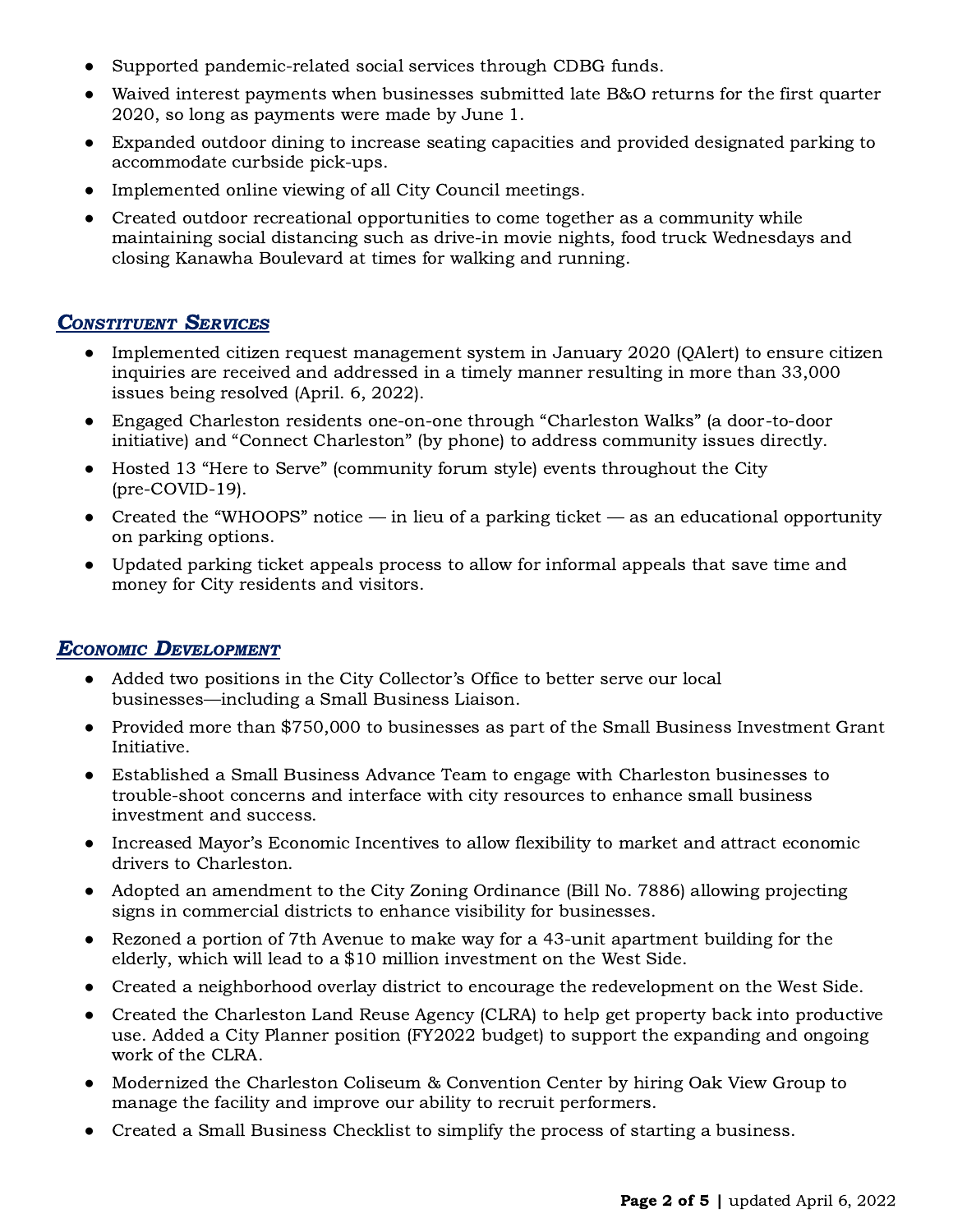- Supported pandemic-related social services through CDBG funds.
- Waived interest payments when businesses submitted late B&O returns for the first quarter 2020, so long as payments were made by June 1.
- Expanded outdoor dining to increase seating capacities and provided designated parking to accommodate curbside pick-ups.
- Implemented online viewing of all City Council meetings.
- Created outdoor recreational opportunities to come together as a community while maintaining social distancing such as drive-in movie nights, food truck Wednesdays and closing Kanawha Boulevard at times for walking and running.

## *Constituent Services*

- Implemented citizen request management system in January 2020 (QAlert) to ensure citizen inquiries are received and addressed in a timely manner resulting in more than 33,000 issues being resolved (April. 6, 2022).
- Engaged Charleston residents one-on-one through "Charleston Walks" (a door-to-door initiative) and "Connect Charleston" (by phone) to address community issues directly.
- Hosted 13 "Here to Serve" (community forum style) events throughout the City (pre-COVID-19).
- Created the "WHOOPS" notice — in lieu of a parking ticket — as an educational opportunity on parking options.
- Updated parking ticket appeals process to allow for informal appeals that save time and money for City residents and visitors.

## *Economic Development*

- Added two positions in the City Collector's Office to better serve our local businesses—including a Small Business Liaison.
- Provided more than $750,000 to businesses as part of the Small Business Investment Grant Initiative.
- Established a Small Business Advance Team to engage with Charleston businesses to trouble-shoot concerns and interface with city resources to enhance small business investment and success.
- Increased Mayor's Economic Incentives to allow flexibility to market and attract economic drivers to Charleston.
- Adopted an amendment to the City Zoning Ordinance (Bill No. 7886) allowing projecting signs in commercial districts to enhance visibility for businesses.
- Rezoned a portion of 7th Avenue to make way for a 43-unit apartment building for the elderly, which will lead to a $10 million investment on the West Side.
- Created a neighborhood overlay district to encourage the redevelopment on the West Side.
- Created the Charleston Land Reuse Agency (CLRA) to help get property back into productive use. Added a City Planner position (FY2022 budget) to support the expanding and ongoing work of the CLRA.
- Modernized the Charleston Coliseum & Convention Center by hiring Oak View Group to manage the facility and improve our ability to recruit performers.
- Created a Small Business Checklist to simplify the process of starting a business.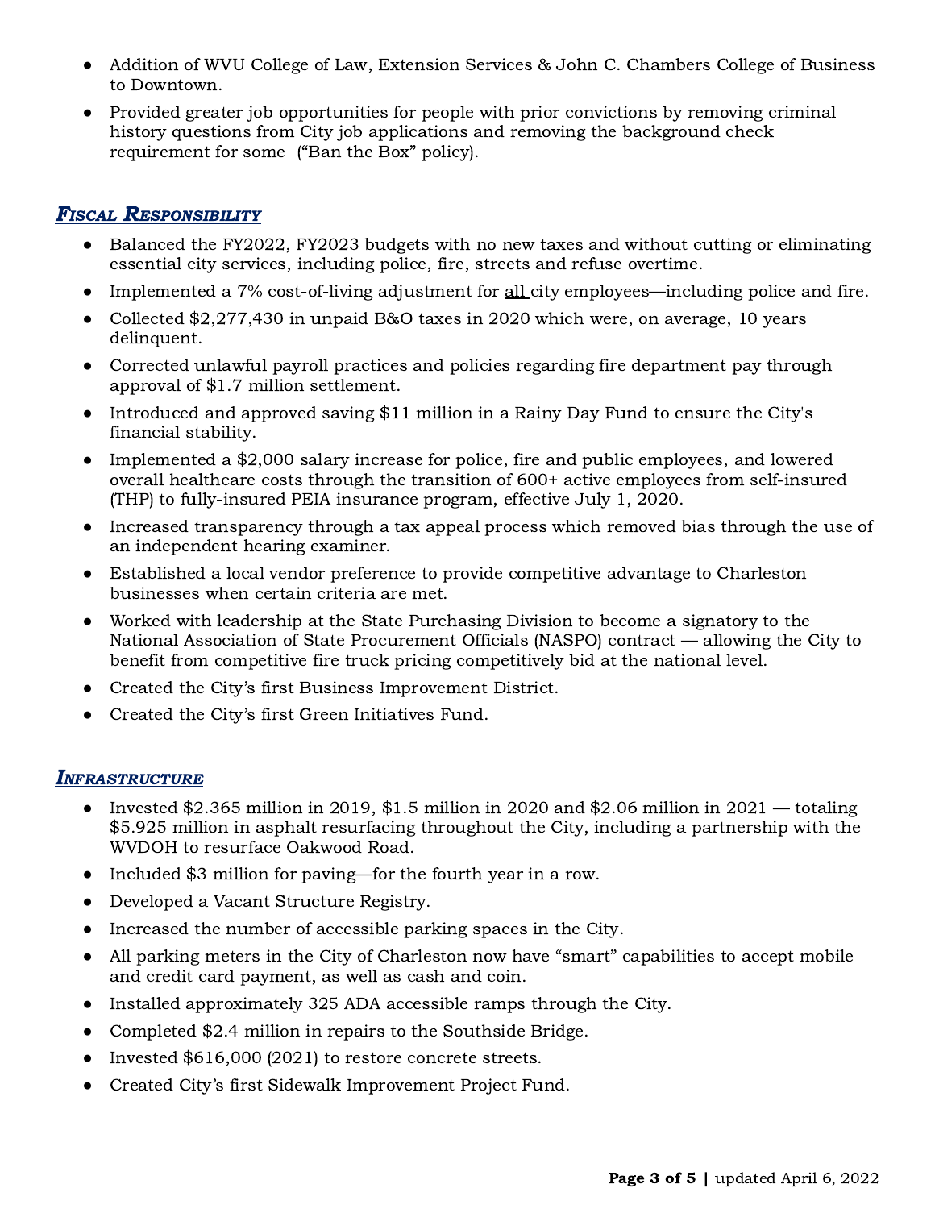- Addition of WVU College of Law, Extension Services & John C. Chambers College of Business to Downtown.
- Provided greater job opportunities for people with prior convictions by removing criminal history questions from City job applications and removing the background check requirement for some ("Ban the Box" policy).

## *Fiscal Responsibility*

- Balanced the FY2022, FY2023 budgets with no new taxes and without cutting or eliminating essential city services, including police, fire, streets and refuse overtime.
- Implemented a 7% cost-of-living adjustment for <u>all</u> city employees—including police and fire.
- Collected $2,277,430 in unpaid B&O taxes in 2020 which were, on average, 10 years delinquent.
- Corrected unlawful payroll practices and policies regarding fire department pay through approval of $1.7 million settlement.
- Introduced and approved saving $11 million in a Rainy Day Fund to ensure the City's financial stability.
- Implemented a $2,000 salary increase for police, fire and public employees, and lowered overall healthcare costs through the transition of 600+ active employees from self-insured (THP) to fully-insured PEIA insurance program, effective July 1, 2020.
- Increased transparency through a tax appeal process which removed bias through the use of an independent hearing examiner.
- Established a local vendor preference to provide competitive advantage to Charleston businesses when certain criteria are met.
- Worked with leadership at the State Purchasing Division to become a signatory to the National Association of State Procurement Officials (NASPO) contract — allowing the City to benefit from competitive fire truck pricing competitively bid at the national level.
- Created the City's first Business Improvement District.
- Created the City's first Green Initiatives Fund.

## *Infrastructure*

- Invested $2.365 million in 2019, $1.5 million in 2020 and $2.06 million in 2021 — totaling $5.925 million in asphalt resurfacing throughout the City, including a partnership with the WVDOH to resurface Oakwood Road.
- Included $3 million for paving—for the fourth year in a row.
- Developed a Vacant Structure Registry.
- Increased the number of accessible parking spaces in the City.
- All parking meters in the City of Charleston now have "smart" capabilities to accept mobile and credit card payment, as well as cash and coin.
- Installed approximately 325 ADA accessible ramps through the City.
- Completed $2.4 million in repairs to the Southside Bridge.
- Invested $616,000 (2021) to restore concrete streets.
- Created City's first Sidewalk Improvement Project Fund.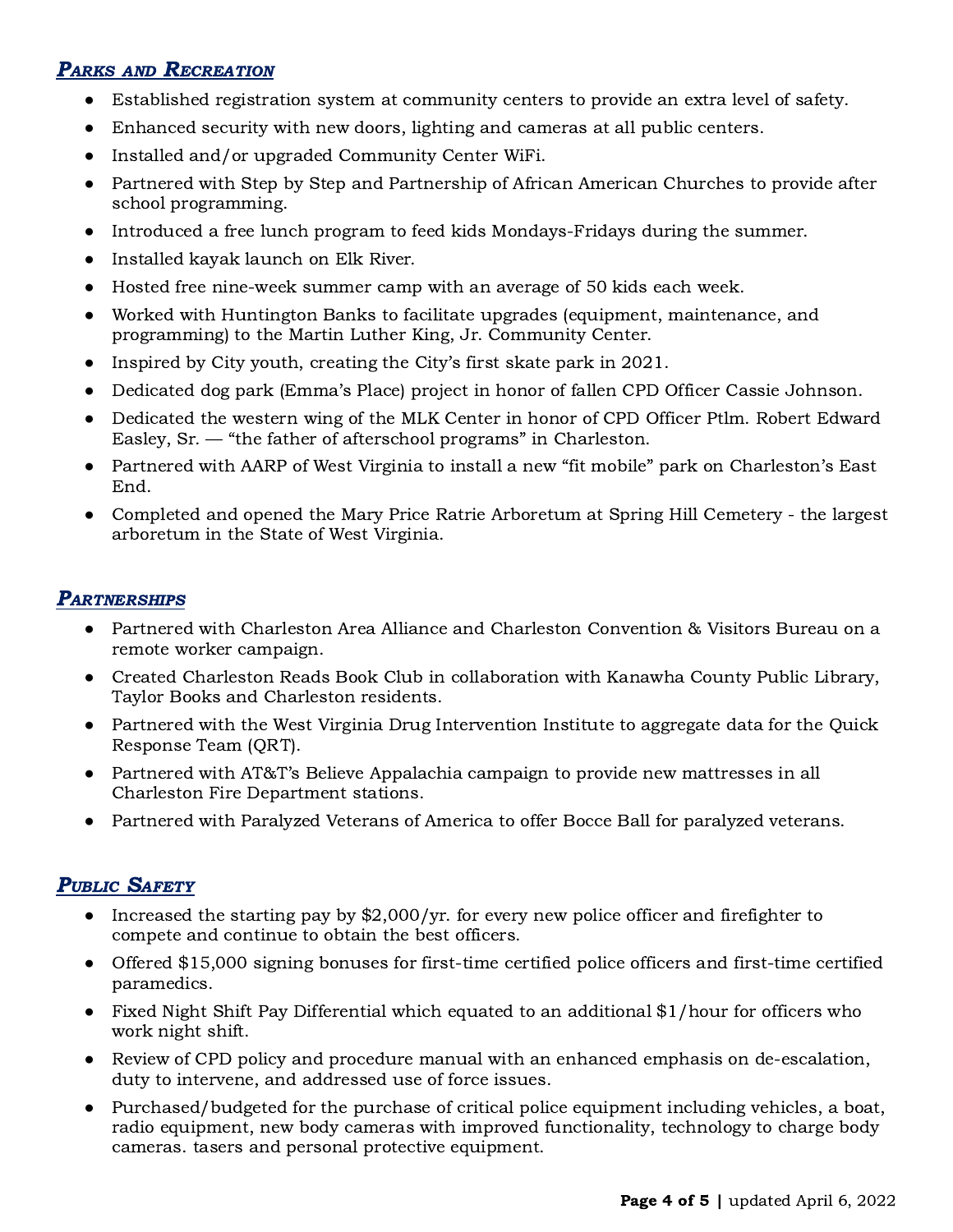## ***Parks and Recreation***

- Established registration system at community centers to provide an extra level of safety.
- Enhanced security with new doors, lighting and cameras at all public centers.
- Installed and/or upgraded Community Center WiFi.
- Partnered with Step by Step and Partnership of African American Churches to provide after school programming.
- Introduced a free lunch program to feed kids Mondays-Fridays during the summer.
- Installed kayak launch on Elk River.
- Hosted free nine-week summer camp with an average of 50 kids each week.
- Worked with Huntington Banks to facilitate upgrades (equipment, maintenance, and programming) to the Martin Luther King, Jr. Community Center.
- Inspired by City youth, creating the City's first skate park in 2021.
- Dedicated dog park (Emma's Place) project in honor of fallen CPD Officer Cassie Johnson.
- Dedicated the western wing of the MLK Center in honor of CPD Officer Ptlm. Robert Edward Easley, Sr. — "the father of afterschool programs" in Charleston.
- Partnered with AARP of West Virginia to install a new "fit mobile" park on Charleston's East End.
- Completed and opened the Mary Price Ratrie Arboretum at Spring Hill Cemetery - the largest arboretum in the State of West Virginia.

## ***Partnerships***

- Partnered with Charleston Area Alliance and Charleston Convention & Visitors Bureau on a remote worker campaign.
- Created Charleston Reads Book Club in collaboration with Kanawha County Public Library, Taylor Books and Charleston residents.
- Partnered with the West Virginia Drug Intervention Institute to aggregate data for the Quick Response Team (QRT).
- Partnered with AT&T's Believe Appalachia campaign to provide new mattresses in all Charleston Fire Department stations.
- Partnered with Paralyzed Veterans of America to offer Bocce Ball for paralyzed veterans.

## ***Public Safety***

- Increased the starting pay by $2,000/yr. for every new police officer and firefighter to compete and continue to obtain the best officers.
- Offered $15,000 signing bonuses for first-time certified police officers and first-time certified paramedics.
- Fixed Night Shift Pay Differential which equated to an additional $1/hour for officers who work night shift.
- Review of CPD policy and procedure manual with an enhanced emphasis on de-escalation, duty to intervene, and addressed use of force issues.
- Purchased/budgeted for the purchase of critical police equipment including vehicles, a boat, radio equipment, new body cameras with improved functionality, technology to charge body cameras. tasers and personal protective equipment.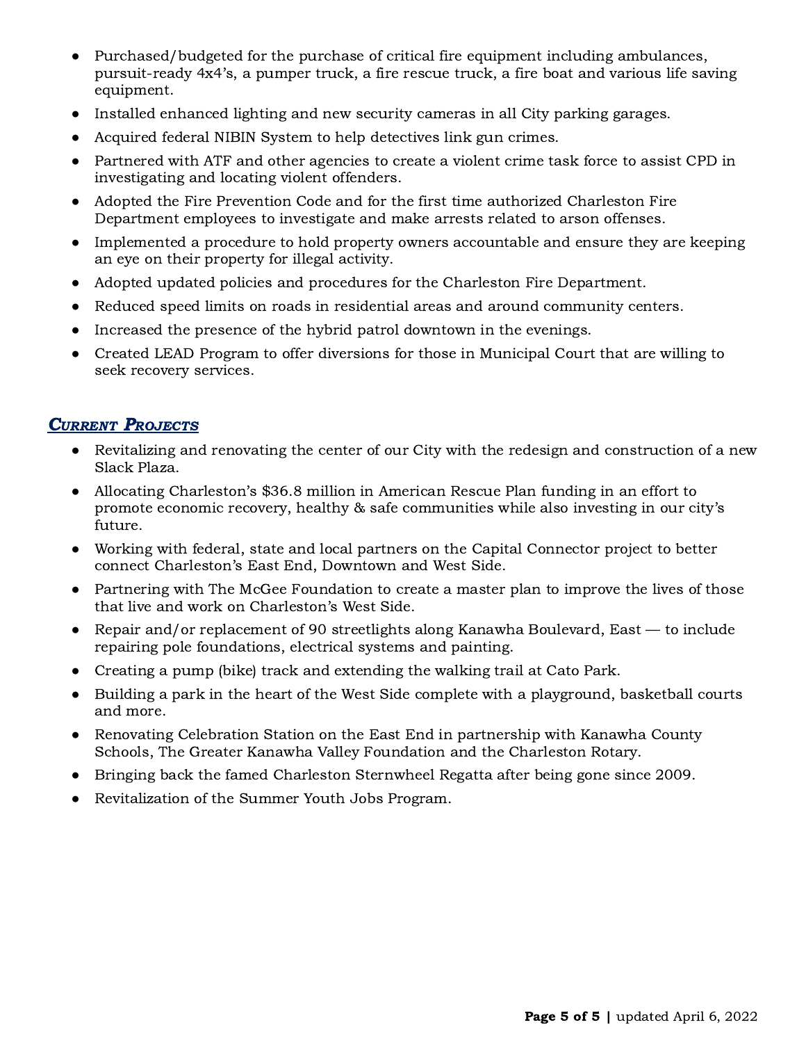- Purchased/budgeted for the purchase of critical fire equipment including ambulances, pursuit-ready 4x4's, a pumper truck, a fire rescue truck, a fire boat and various life saving equipment.
- Installed enhanced lighting and new security cameras in all City parking garages.
- Acquired federal NIBIN System to help detectives link gun crimes.
- Partnered with ATF and other agencies to create a violent crime task force to assist CPD in investigating and locating violent offenders.
- Adopted the Fire Prevention Code and for the first time authorized Charleston Fire Department employees to investigate and make arrests related to arson offenses.
- Implemented a procedure to hold property owners accountable and ensure they are keeping an eye on their property for illegal activity.
- Adopted updated policies and procedures for the Charleston Fire Department.
- Reduced speed limits on roads in residential areas and around community centers.
- Increased the presence of the hybrid patrol downtown in the evenings.
- Created LEAD Program to offer diversions for those in Municipal Court that are willing to seek recovery services.

## ***Current Projects***

- Revitalizing and renovating the center of our City with the redesign and construction of a new Slack Plaza.
- Allocating Charleston's $36.8 million in American Rescue Plan funding in an effort to promote economic recovery, healthy & safe communities while also investing in our city's future.
- Working with federal, state and local partners on the Capital Connector project to better connect Charleston's East End, Downtown and West Side.
- Partnering with The McGee Foundation to create a master plan to improve the lives of those that live and work on Charleston's West Side.
- Repair and/or replacement of 90 streetlights along Kanawha Boulevard, East — to include repairing pole foundations, electrical systems and painting.
- Creating a pump (bike) track and extending the walking trail at Cato Park.
- Building a park in the heart of the West Side complete with a playground, basketball courts and more.
- Renovating Celebration Station on the East End in partnership with Kanawha County Schools, The Greater Kanawha Valley Foundation and the Charleston Rotary.
- Bringing back the famed Charleston Sternwheel Regatta after being gone since 2009.
- Revitalization of the Summer Youth Jobs Program.

updated April 6, 2022